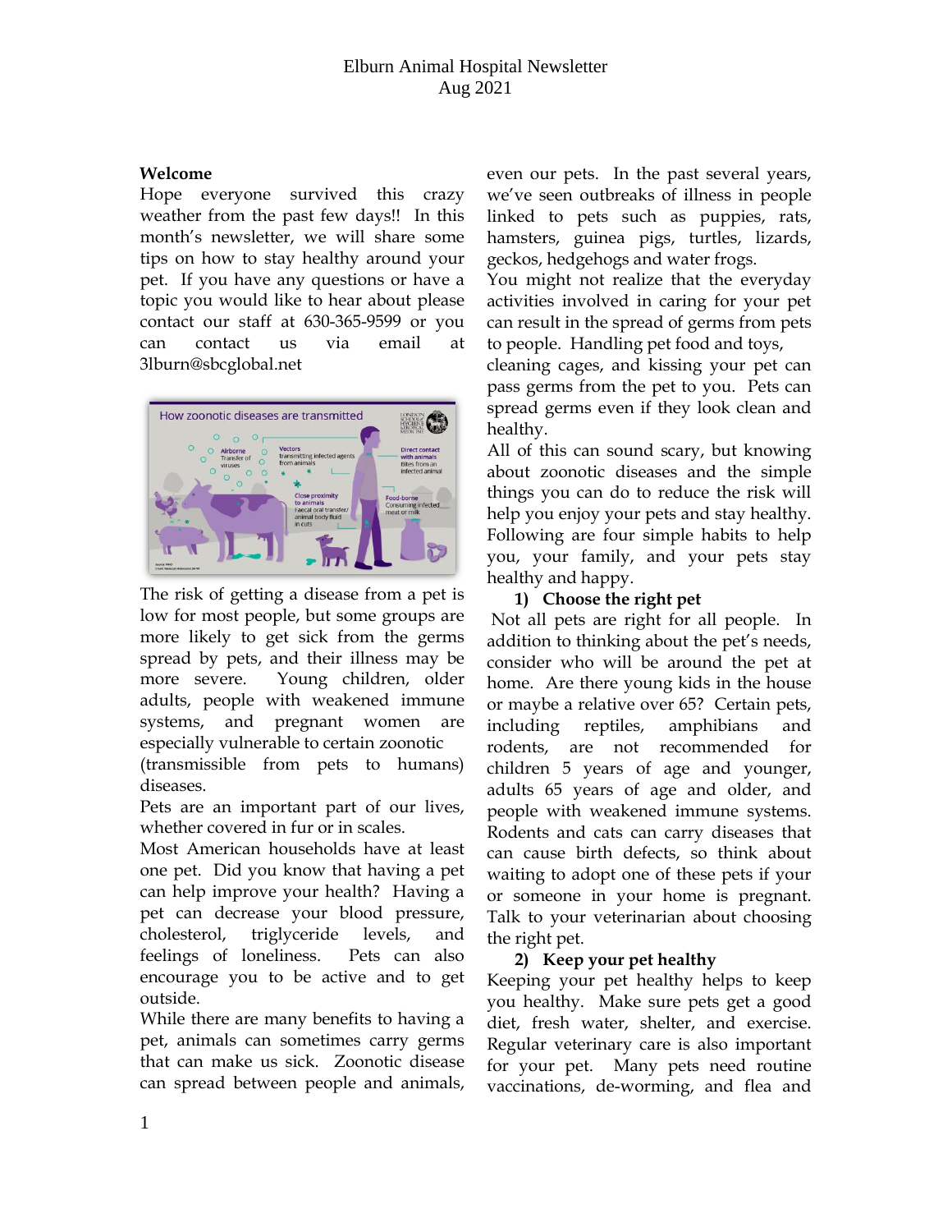# Elburn Animal Hospital Newsletter
Aug 2021

**Welcome**

Hope everyone survived this crazy weather from the past few days!! In this month's newsletter, we will share some tips on how to stay healthy around your pet. If you have any questions or have a topic you would like to hear about please contact our staff at 630-365-9599 or you can contact us via email at 3lburn@sbcglobal.net

The risk of getting a disease from a pet is low for most people, but some groups are more likely to get sick from the germs spread by pets, and their illness may be more severe. Young children, older adults, people with weakened immune systems, and pregnant women are especially vulnerable to certain zoonotic (transmissible from pets to humans) diseases.

Pets are an important part of our lives, whether covered in fur or in scales.

Most American households have at least one pet. Did you know that having a pet can help improve your health? Having a pet can decrease your blood pressure, cholesterol, triglyceride levels, and feelings of loneliness. Pets can also encourage you to be active and to get outside.

While there are many benefits to having a pet, animals can sometimes carry germs that can make us sick. Zoonotic disease can spread between people and animals, even our pets. In the past several years, we've seen outbreaks of illness in people linked to pets such as puppies, rats, hamsters, guinea pigs, turtles, lizards, geckos, hedgehogs and water frogs.

You might not realize that the everyday activities involved in caring for your pet can result in the spread of germs from pets to people. Handling pet food and toys, cleaning cages, and kissing your pet can pass germs from the pet to you. Pets can spread germs even if they look clean and healthy.

All of this can sound scary, but knowing about zoonotic diseases and the simple things you can do to reduce the risk will help you enjoy your pets and stay healthy. Following are four simple habits to help you, your family, and your pets stay healthy and happy.

1) **Choose the right pet**

Not all pets are right for all people. In addition to thinking about the pet's needs, consider who will be around the pet at home. Are there young kids in the house or maybe a relative over 65? Certain pets, including reptiles, amphibians and rodents, are not recommended for children 5 years of age and younger, adults 65 years of age and older, and people with weakened immune systems. Rodents and cats can carry diseases that can cause birth defects, so think about waiting to adopt one of these pets if your or someone in your home is pregnant. Talk to your veterinarian about choosing the right pet.

2) **Keep your pet healthy**

Keeping your pet healthy helps to keep you healthy. Make sure pets get a good diet, fresh water, shelter, and exercise. Regular veterinary care is also important for your pet. Many pets need routine vaccinations, de-worming, and flea and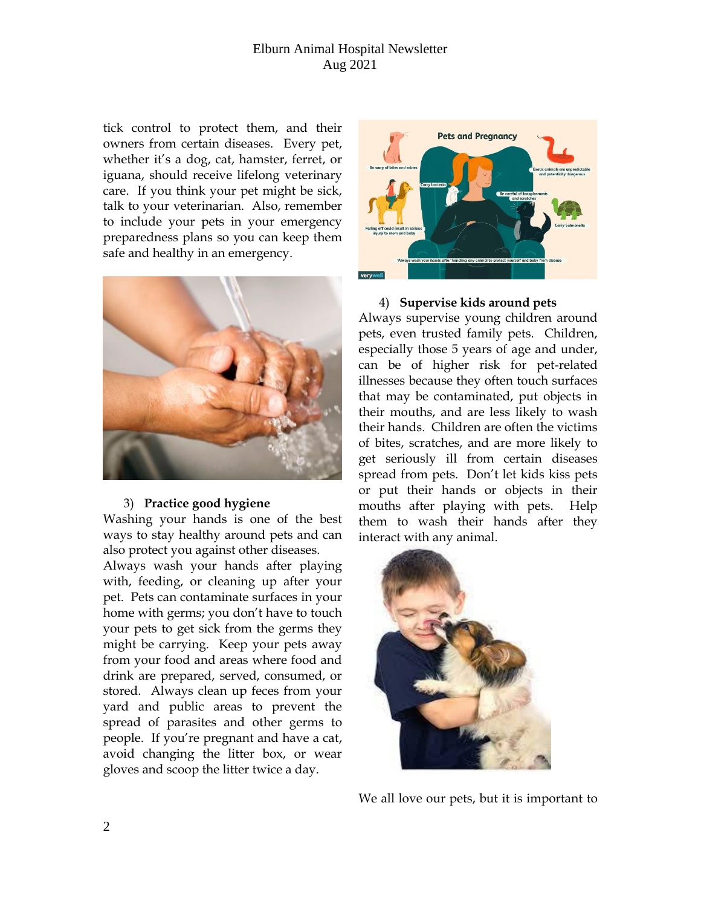tick control to protect them, and their owners from certain diseases. Every pet, whether it's a dog, cat, hamster, ferret, or iguana, should receive lifelong veterinary care. If you think your pet might be sick, talk to your veterinarian. Also, remember to include your pets in your emergency preparedness plans so you can keep them safe and healthy in an emergency.

3) **Practice good hygiene**

Washing your hands is one of the best ways to stay healthy around pets and can also protect you against other diseases. Always wash your hands after playing with, feeding, or cleaning up after your pet. Pets can contaminate surfaces in your home with germs; you don't have to touch your pets to get sick from the germs they might be carrying. Keep your pets away from your food and areas where food and drink are prepared, served, consumed, or stored. Always clean up feces from your yard and public areas to prevent the spread of parasites and other germs to people. If you're pregnant and have a cat, avoid changing the litter box, or wear gloves and scoop the litter twice a day.

4) **Supervise kids around pets**

Always supervise young children around pets, even trusted family pets. Children, especially those 5 years of age and under, can be of higher risk for pet-related illnesses because they often touch surfaces that may be contaminated, put objects in their mouths, and are less likely to wash their hands. Children are often the victims of bites, scratches, and are more likely to get seriously ill from certain diseases spread from pets. Don't let kids kiss pets or put their hands or objects in their mouths after playing with pets. Help them to wash their hands after they interact with any animal.

We all love our pets, but it is important to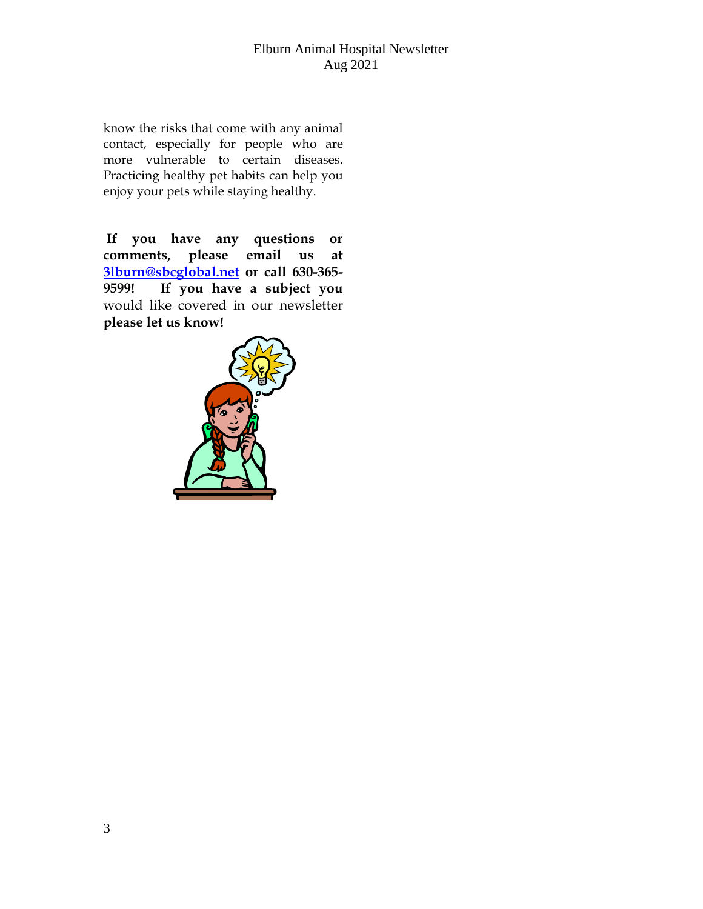know the risks that come with any animal contact, especially for people who are more vulnerable to certain diseases. Practicing healthy pet habits can help you enjoy your pets while staying healthy.

**If you have any questions or comments, please email us at [3lburn@sbcglobal.net](mailto:3lburn@sbcglobal.net) or call 630-365-9599! If you have a subject you** would like covered in our newsletter **please let us know!**